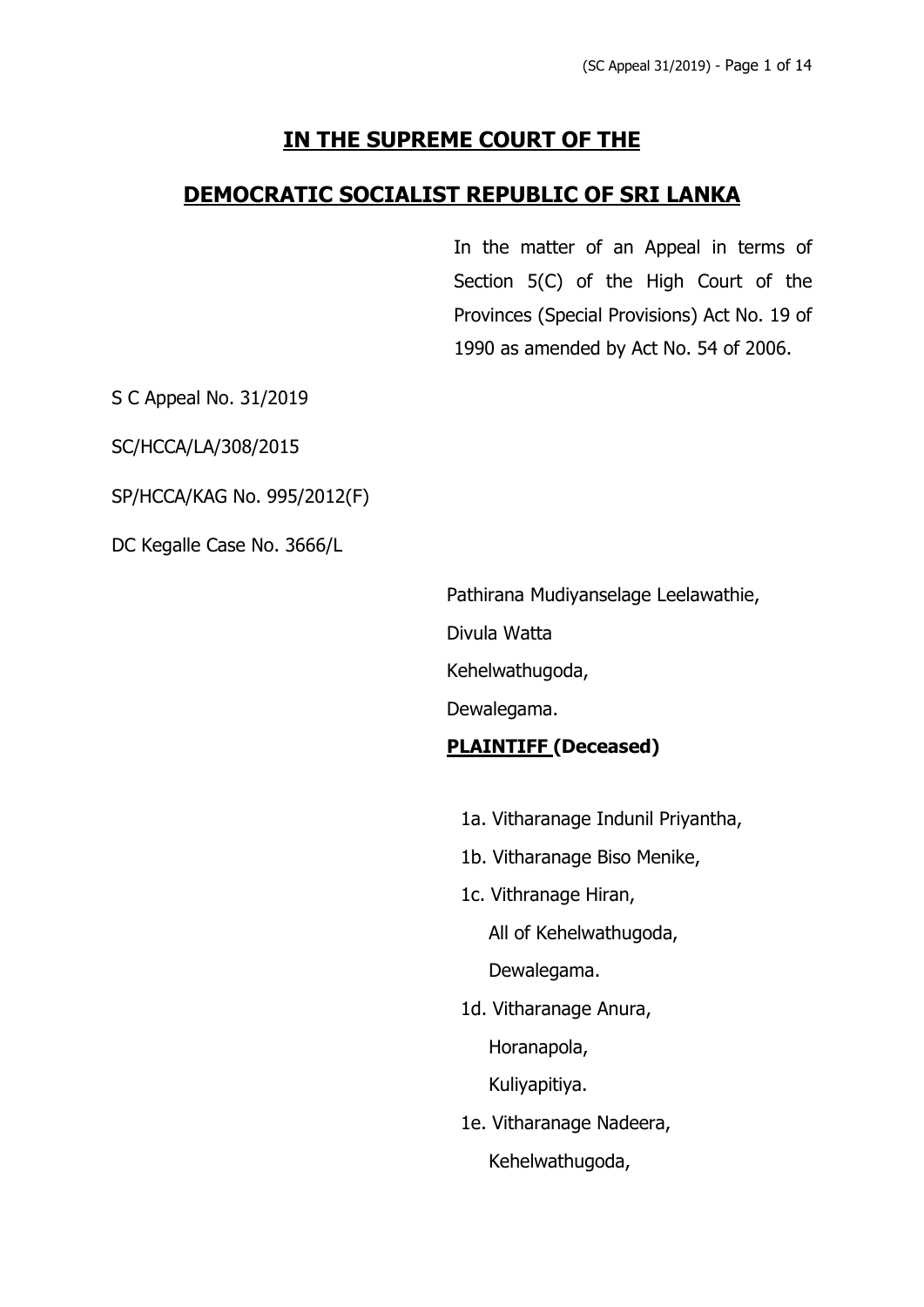# IN THE SUPREME COURT OF THE

# DEMOCRATIC SOCIALIST REPUBLIC OF SRI LANKA

In the matter of an Appeal in terms of Section 5(C) of the High Court of the Provinces (Special Provisions) Act No. 19 of 1990 as amended by Act No. 54 of 2006.

S C Appeal No. 31/2019

SC/HCCA/LA/308/2015

SP/HCCA/KAG No. 995/2012(F)

DC Kegalle Case No. 3666/L

Pathirana Mudiyanselage Leelawathie,
Divula Watta
Kehelwathugoda,
Dewalegama.

**PLAINTIFF (Deceased)**

1a. Vitharanage Indunil Priyantha,
1b. Vitharanage Biso Menike,
1c. Vithranage Hiran,
All of Kehelwathugoda,
Dewalegama.
1d. Vitharanage Anura,
Horanapola,
Kuliyapitiya.
1e. Vitharanage Nadeera,
Kehelwathugoda,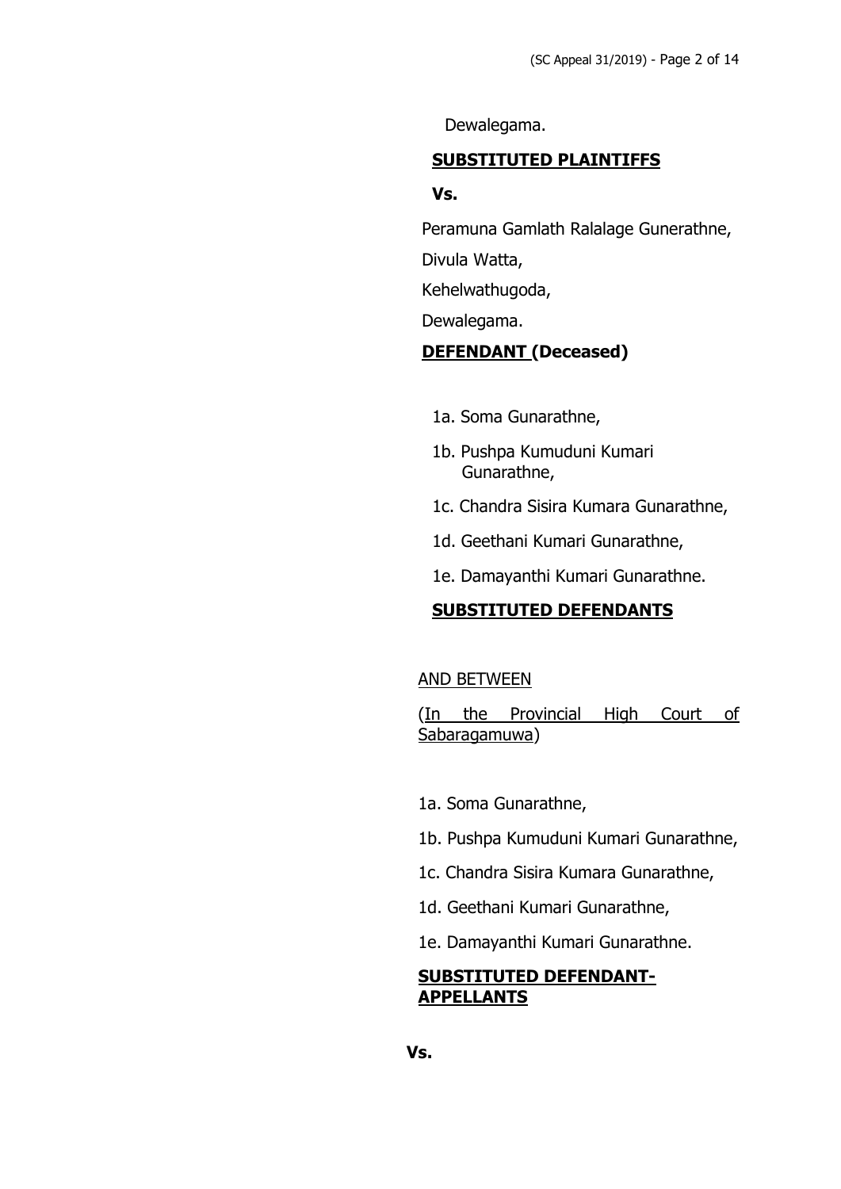Dewalegama.

**SUBSTITUTED PLAINTIFFS**

**Vs.**

Peramuna Gamlath Ralalage Gunerathne,

Divula Watta,

Kehelwathugoda,

Dewalegama.

**DEFENDANT (Deceased)**

1a. Soma Gunarathne,

1b. Pushpa Kumuduni Kumari Gunarathne,

1c. Chandra Sisira Kumara Gunarathne,

1d. Geethani Kumari Gunarathne,

1e. Damayanthi Kumari Gunarathne.

**SUBSTITUTED DEFENDANTS**

AND BETWEEN

(In the Provincial High Court of Sabaragamuwa)

1a. Soma Gunarathne,

1b. Pushpa Kumuduni Kumari Gunarathne,

1c. Chandra Sisira Kumara Gunarathne,

1d. Geethani Kumari Gunarathne,

1e. Damayanthi Kumari Gunarathne.

**SUBSTITUTED DEFENDANT-APPELLANTS**

**Vs.**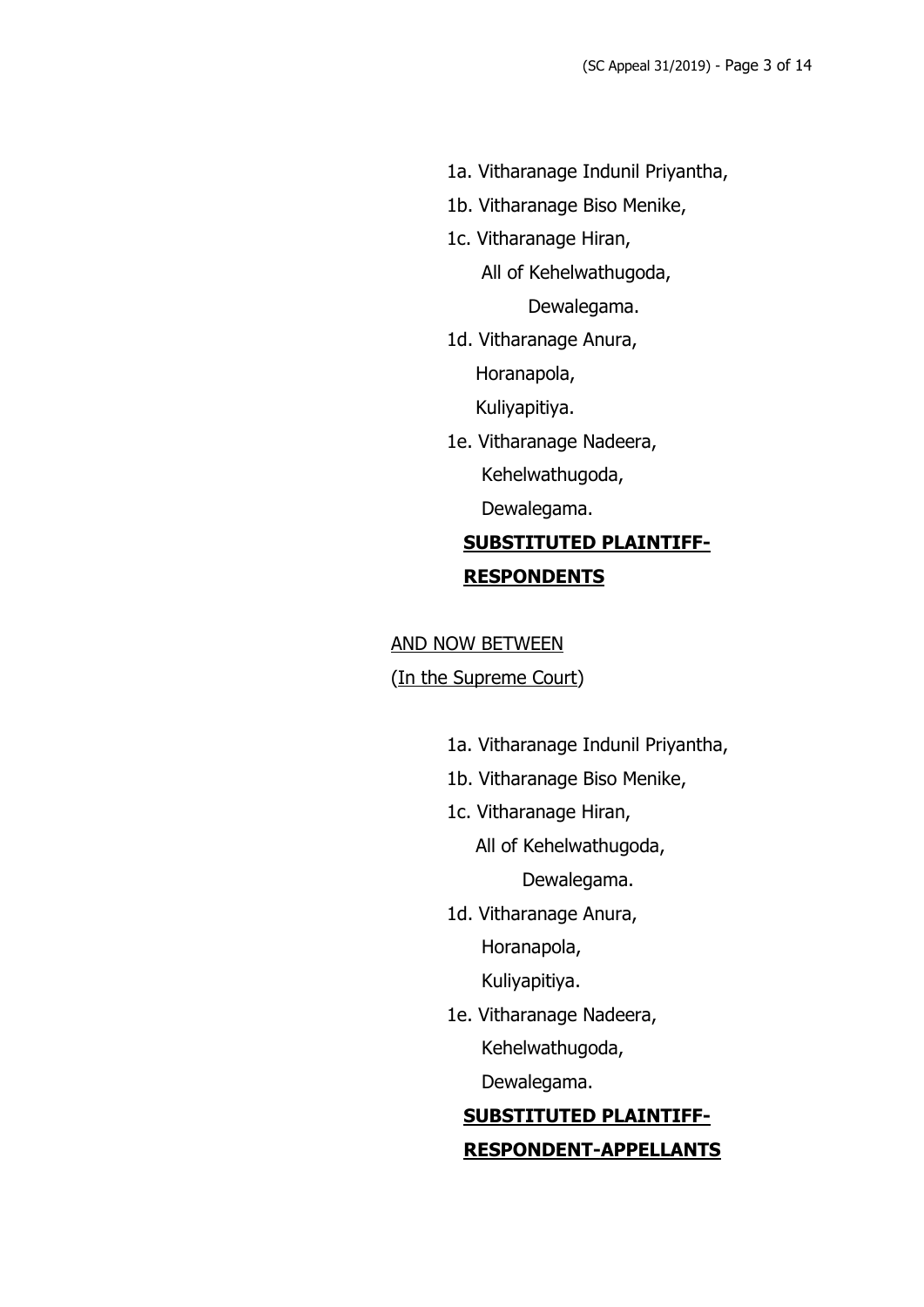1a. Vitharanage Indunil Priyantha,

1b. Vitharanage Biso Menike,

1c. Vitharanage Hiran,

All of Kehelwathugoda,

Dewalegama.

1d. Vitharanage Anura,

Horanapola,

Kuliyapitiya.

1e. Vitharanage Nadeera,

Kehelwathugoda,

Dewalegama.

**SUBSTITUTED PLAINTIFF-RESPONDENTS**

AND NOW BETWEEN

(In the Supreme Court)

1a. Vitharanage Indunil Priyantha,

1b. Vitharanage Biso Menike,

1c. Vitharanage Hiran,

All of Kehelwathugoda,

Dewalegama.

1d. Vitharanage Anura,

Horanapola,

Kuliyapitiya.

1e. Vitharanage Nadeera,

Kehelwathugoda,

Dewalegama.

**SUBSTITUTED PLAINTIFF-RESPONDENT-APPELLANTS**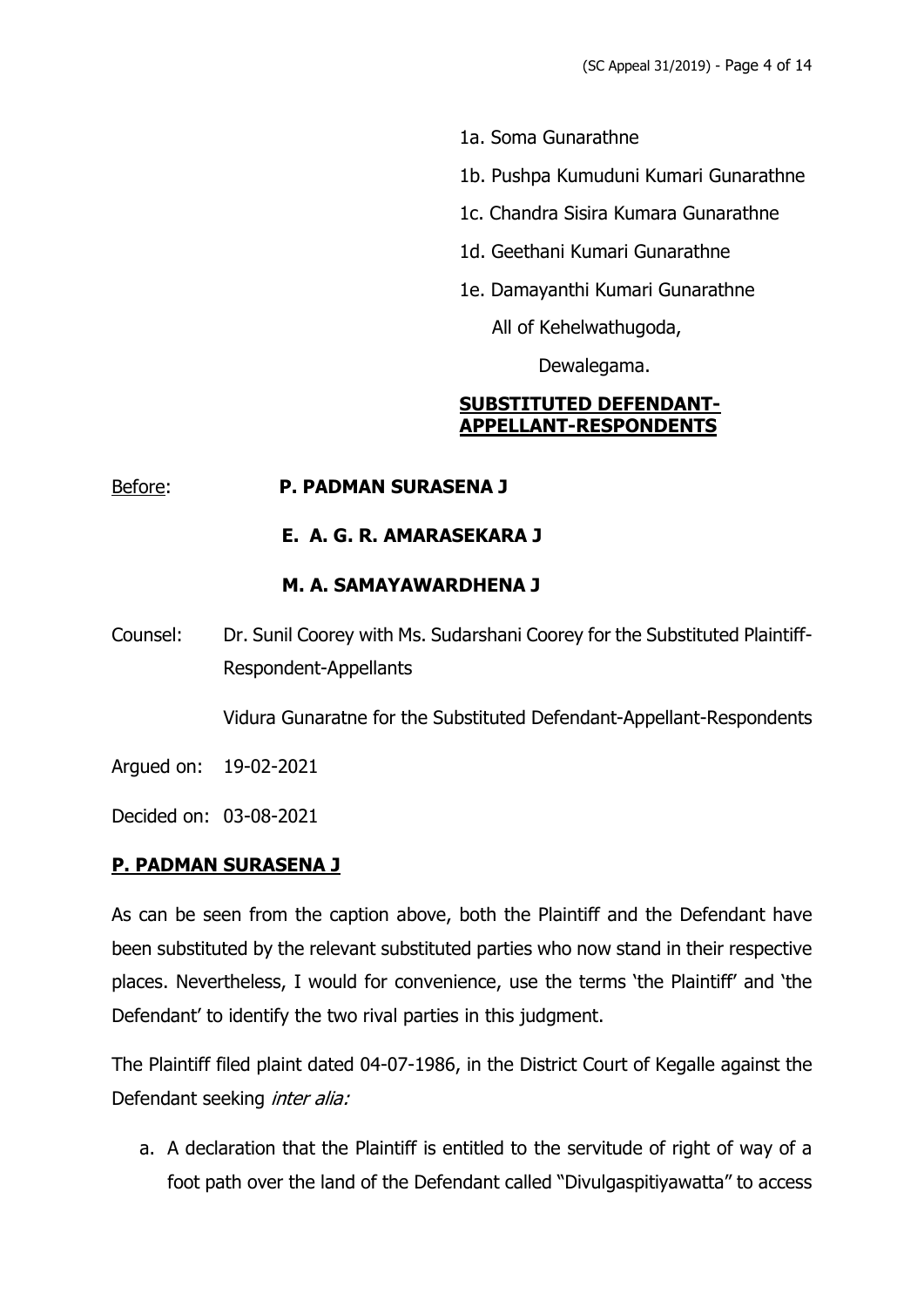1a. Soma Gunarathne

1b. Pushpa Kumuduni Kumari Gunarathne

1c. Chandra Sisira Kumara Gunarathne

1d. Geethani Kumari Gunarathne

1e. Damayanthi Kumari Gunarathne

All of Kehelwathugoda,

Dewalegama.

**SUBSTITUTED DEFENDANT-APPELLANT-RESPONDENTS**

Before: **P. PADMAN SURASENA J**

**E. A. G. R. AMARASEKARA J**

**M. A. SAMAYAWARDHENA J**

Counsel: Dr. Sunil Coorey with Ms. Sudarshani Coorey for the Substituted Plaintiff-Respondent-Appellants

Vidura Gunaratne for the Substituted Defendant-Appellant-Respondents

Argued on: 19-02-2021

Decided on: 03-08-2021

**P. PADMAN SURASENA J**

As can be seen from the caption above, both the Plaintiff and the Defendant have been substituted by the relevant substituted parties who now stand in their respective places. Nevertheless, I would for convenience, use the terms 'the Plaintiff' and 'the Defendant' to identify the two rival parties in this judgment.

The Plaintiff filed plaint dated 04-07-1986, in the District Court of Kegalle against the Defendant seeking *inter alia:*

a. A declaration that the Plaintiff is entitled to the servitude of right of way of a foot path over the land of the Defendant called "Divulgaspitiyawatta" to access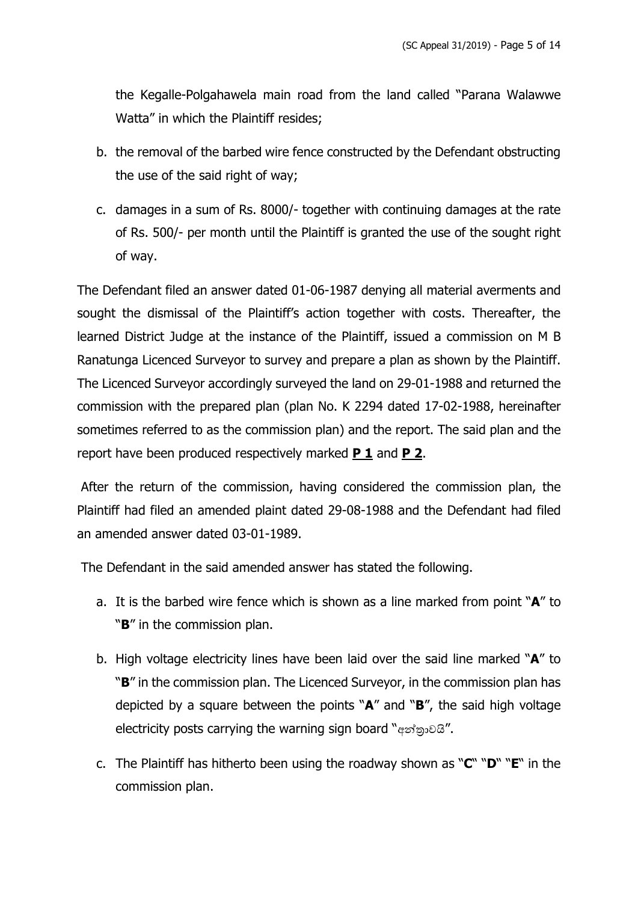the Kegalle-Polgahawela main road from the land called "Parana Walawwe Watta" in which the Plaintiff resides;

b. the removal of the barbed wire fence constructed by the Defendant obstructing the use of the said right of way;

c. damages in a sum of Rs. 8000/- together with continuing damages at the rate of Rs. 500/- per month until the Plaintiff is granted the use of the sought right of way.

The Defendant filed an answer dated 01-06-1987 denying all material averments and sought the dismissal of the Plaintiff's action together with costs. Thereafter, the learned District Judge at the instance of the Plaintiff, issued a commission on M B Ranatunga Licenced Surveyor to survey and prepare a plan as shown by the Plaintiff. The Licenced Surveyor accordingly surveyed the land on 29-01-1988 and returned the commission with the prepared plan (plan No. K 2294 dated 17-02-1988, hereinafter sometimes referred to as the commission plan) and the report. The said plan and the report have been produced respectively marked **P 1** and **P 2**.

After the return of the commission, having considered the commission plan, the Plaintiff had filed an amended plaint dated 29-08-1988 and the Defendant had filed an amended answer dated 03-01-1989.

The Defendant in the said amended answer has stated the following.

a. It is the barbed wire fence which is shown as a line marked from point "**A**" to "**B**" in the commission plan.

b. High voltage electricity lines have been laid over the said line marked "**A**" to "**B**" in the commission plan. The Licenced Surveyor, in the commission plan has depicted by a square between the points "**A**" and "**B**", the said high voltage electricity posts carrying the warning sign board "අන්තරාවයි".

c. The Plaintiff has hitherto been using the roadway shown as "**C**" "**D**" "**E**" in the commission plan.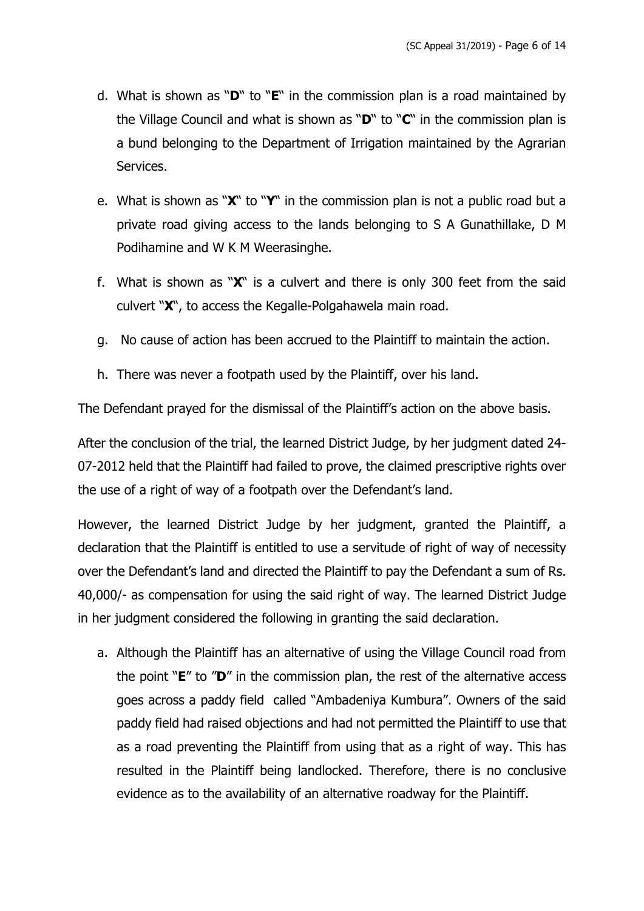d. What is shown as "**D**" to "**E**" in the commission plan is a road maintained by the Village Council and what is shown as "**D**" to "**C**" in the commission plan is a bund belonging to the Department of Irrigation maintained by the Agrarian Services.

e. What is shown as "**X**" to "**Y**" in the commission plan is not a public road but a private road giving access to the lands belonging to S A Gunathillake, D M Podihamine and W K M Weerasinghe.

f. What is shown as "**X**" is a culvert and there is only 300 feet from the said culvert "**X**", to access the Kegalle-Polgahawela main road.

g. No cause of action has been accrued to the Plaintiff to maintain the action.

h. There was never a footpath used by the Plaintiff, over his land.

The Defendant prayed for the dismissal of the Plaintiff's action on the above basis.

After the conclusion of the trial, the learned District Judge, by her judgment dated 24-07-2012 held that the Plaintiff had failed to prove, the claimed prescriptive rights over the use of a right of way of a footpath over the Defendant's land.

However, the learned District Judge by her judgment, granted the Plaintiff, a declaration that the Plaintiff is entitled to use a servitude of right of way of necessity over the Defendant's land and directed the Plaintiff to pay the Defendant a sum of Rs. 40,000/- as compensation for using the said right of way. The learned District Judge in her judgment considered the following in granting the said declaration.

a. Although the Plaintiff has an alternative of using the Village Council road from the point "**E**" to "**D**" in the commission plan, the rest of the alternative access goes across a paddy field called "Ambadeniya Kumbura". Owners of the said paddy field had raised objections and had not permitted the Plaintiff to use that as a road preventing the Plaintiff from using that as a right of way. This has resulted in the Plaintiff being landlocked. Therefore, there is no conclusive evidence as to the availability of an alternative roadway for the Plaintiff.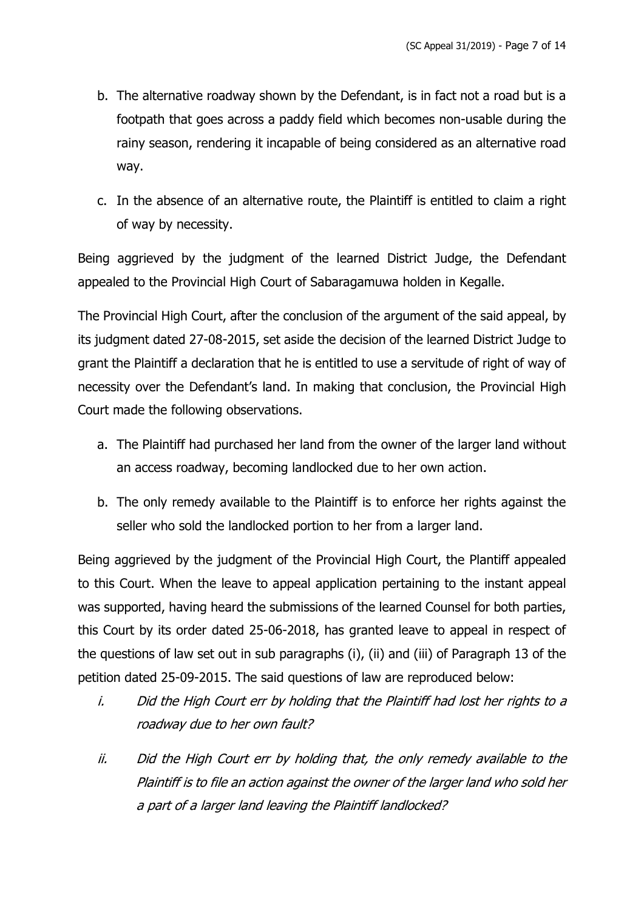b. The alternative roadway shown by the Defendant, is in fact not a road but is a footpath that goes across a paddy field which becomes non-usable during the rainy season, rendering it incapable of being considered as an alternative road way.

c. In the absence of an alternative route, the Plaintiff is entitled to claim a right of way by necessity.

Being aggrieved by the judgment of the learned District Judge, the Defendant appealed to the Provincial High Court of Sabaragamuwa holden in Kegalle.

The Provincial High Court, after the conclusion of the argument of the said appeal, by its judgment dated 27-08-2015, set aside the decision of the learned District Judge to grant the Plaintiff a declaration that he is entitled to use a servitude of right of way of necessity over the Defendant's land. In making that conclusion, the Provincial High Court made the following observations.

a. The Plaintiff had purchased her land from the owner of the larger land without an access roadway, becoming landlocked due to her own action.

b. The only remedy available to the Plaintiff is to enforce her rights against the seller who sold the landlocked portion to her from a larger land.

Being aggrieved by the judgment of the Provincial High Court, the Plantiff appealed to this Court. When the leave to appeal application pertaining to the instant appeal was supported, having heard the submissions of the learned Counsel for both parties, this Court by its order dated 25-06-2018, has granted leave to appeal in respect of the questions of law set out in sub paragraphs (i), (ii) and (iii) of Paragraph 13 of the petition dated 25-09-2015. The said questions of law are reproduced below:

i. *Did the High Court err by holding that the Plaintiff had lost her rights to a roadway due to her own fault?*

ii. *Did the High Court err by holding that, the only remedy available to the Plaintiff is to file an action against the owner of the larger land who sold her a part of a larger land leaving the Plaintiff landlocked?*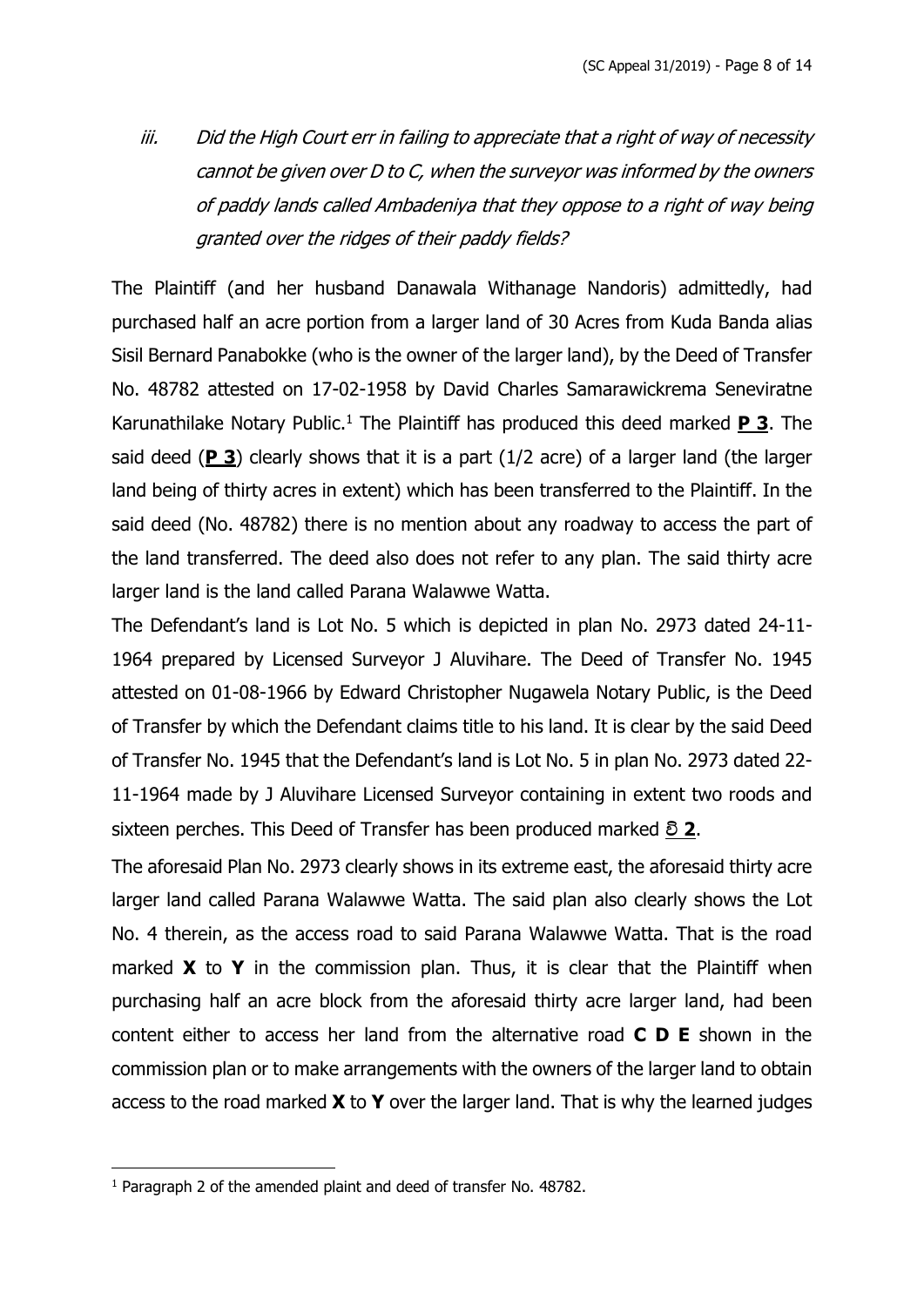iii. *Did the High Court err in failing to appreciate that a right of way of necessity cannot be given over D to C, when the surveyor was informed by the owners of paddy lands called Ambadeniya that they oppose to a right of way being granted over the ridges of their paddy fields?*

The Plaintiff (and her husband Danawala Withanage Nandoris) admittedly, had purchased half an acre portion from a larger land of 30 Acres from Kuda Banda alias Sisil Bernard Panabokke (who is the owner of the larger land), by the Deed of Transfer No. 48782 attested on 17-02-1958 by David Charles Samarawickrema Seneviratne Karunathilake Notary Public.[1] The Plaintiff has produced this deed marked **P 3**. The said deed (**P 3**) clearly shows that it is a part (1/2 acre) of a larger land (the larger land being of thirty acres in extent) which has been transferred to the Plaintiff. In the said deed (No. 48782) there is no mention about any roadway to access the part of the land transferred. The deed also does not refer to any plan. The said thirty acre larger land is the land called Parana Walawwe Watta.

The Defendant's land is Lot No. 5 which is depicted in plan No. 2973 dated 24-11-1964 prepared by Licensed Surveyor J Aluvihare. The Deed of Transfer No. 1945 attested on 01-08-1966 by Edward Christopher Nugawela Notary Public, is the Deed of Transfer by which the Defendant claims title to his land. It is clear by the said Deed of Transfer No. 1945 that the Defendant's land is Lot No. 5 in plan No. 2973 dated 22-11-1964 made by J Aluvihare Licensed Surveyor containing in extent two roods and sixteen perches. This Deed of Transfer has been produced marked **වි 2**.

The aforesaid Plan No. 2973 clearly shows in its extreme east, the aforesaid thirty acre larger land called Parana Walawwe Watta. The said plan also clearly shows the Lot No. 4 therein, as the access road to said Parana Walawwe Watta. That is the road marked **X** to **Y** in the commission plan. Thus, it is clear that the Plaintiff when purchasing half an acre block from the aforesaid thirty acre larger land, had been content either to access her land from the alternative road **C D E** shown in the commission plan or to make arrangements with the owners of the larger land to obtain access to the road marked **X** to **Y** over the larger land. That is why the learned judges

---

[1] Paragraph 2 of the amended plaint and deed of transfer No. 48782.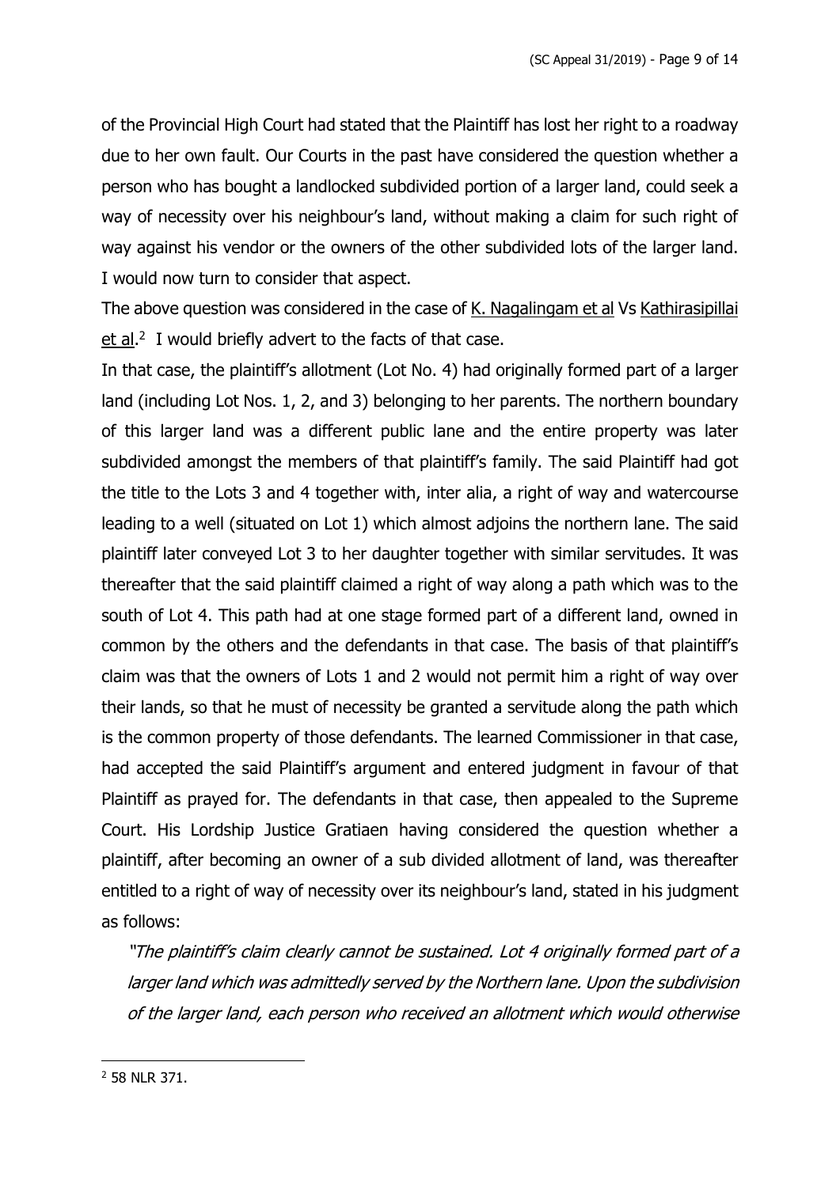of the Provincial High Court had stated that the Plaintiff has lost her right to a roadway due to her own fault. Our Courts in the past have considered the question whether a person who has bought a landlocked subdivided portion of a larger land, could seek a way of necessity over his neighbour's land, without making a claim for such right of way against his vendor or the owners of the other subdivided lots of the larger land. I would now turn to consider that aspect.

The above question was considered in the case of K. Nagalingam et al Vs Kathirasipillai et al.[2] I would briefly advert to the facts of that case.

In that case, the plaintiff's allotment (Lot No. 4) had originally formed part of a larger land (including Lot Nos. 1, 2, and 3) belonging to her parents. The northern boundary of this larger land was a different public lane and the entire property was later subdivided amongst the members of that plaintiff's family. The said Plaintiff had got the title to the Lots 3 and 4 together with, inter alia, a right of way and watercourse leading to a well (situated on Lot 1) which almost adjoins the northern lane. The said plaintiff later conveyed Lot 3 to her daughter together with similar servitudes. It was thereafter that the said plaintiff claimed a right of way along a path which was to the south of Lot 4. This path had at one stage formed part of a different land, owned in common by the others and the defendants in that case. The basis of that plaintiff's claim was that the owners of Lots 1 and 2 would not permit him a right of way over their lands, so that he must of necessity be granted a servitude along the path which is the common property of those defendants. The learned Commissioner in that case, had accepted the said Plaintiff's argument and entered judgment in favour of that Plaintiff as prayed for. The defendants in that case, then appealed to the Supreme Court. His Lordship Justice Gratiaen having considered the question whether a plaintiff, after becoming an owner of a sub divided allotment of land, was thereafter entitled to a right of way of necessity over its neighbour's land, stated in his judgment as follows:

> *"The plaintiff's claim clearly cannot be sustained. Lot 4 originally formed part of a larger land which was admittedly served by the Northern lane. Upon the subdivision of the larger land, each person who received an allotment which would otherwise*

---

[2] 58 NLR 371.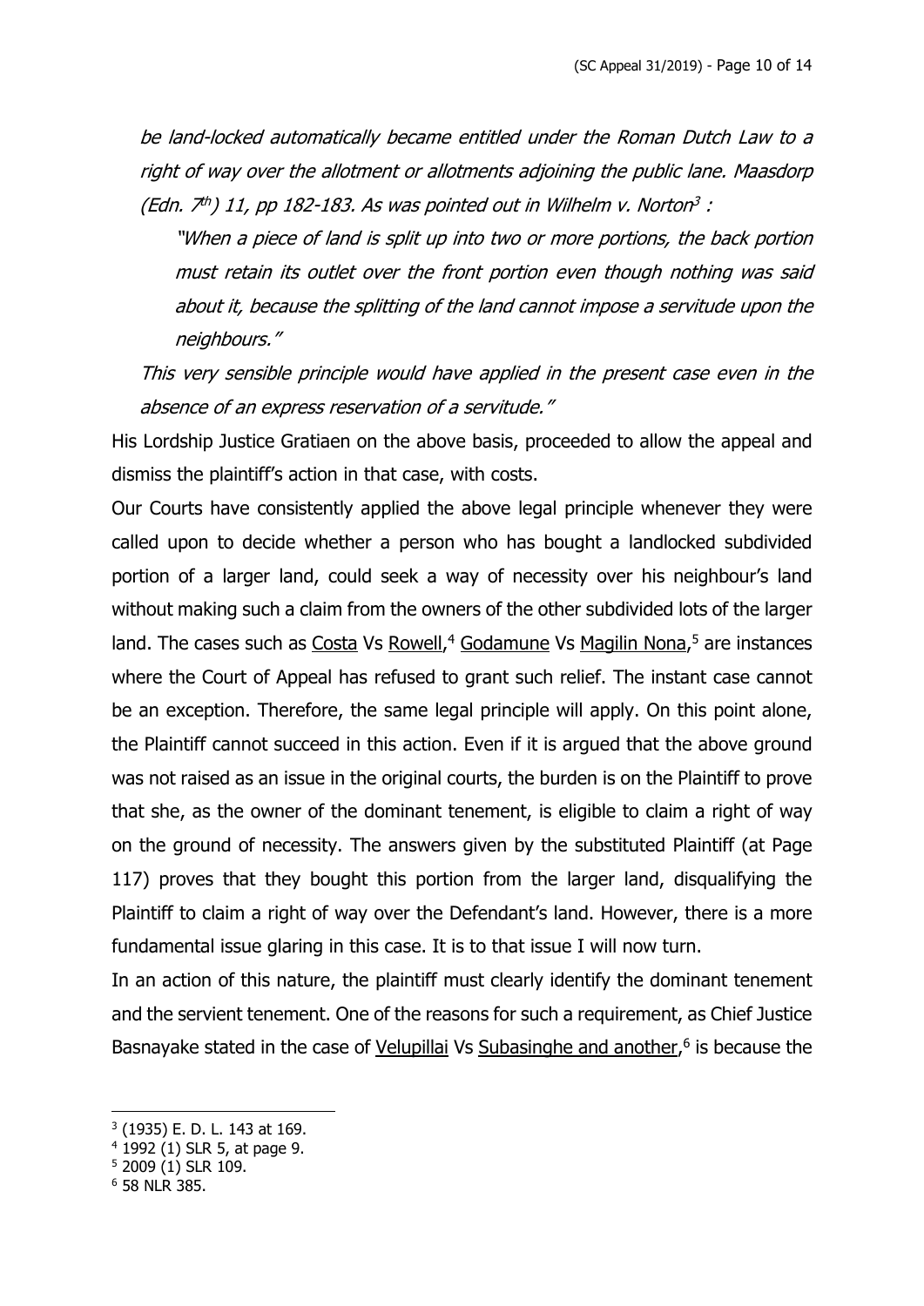*be land-locked automatically became entitled under the Roman Dutch Law to a right of way over the allotment or allotments adjoining the public lane. Maasdorp (Edn. 7th) 11, pp 182-183. As was pointed out in Wilhelm v. Norton*[3] *:*

> *"When a piece of land is split up into two or more portions, the back portion must retain its outlet over the front portion even though nothing was said about it, because the splitting of the land cannot impose a servitude upon the neighbours."*

*This very sensible principle would have applied in the present case even in the absence of an express reservation of a servitude."*

His Lordship Justice Gratiaen on the above basis, proceeded to allow the appeal and dismiss the plaintiff's action in that case, with costs.

Our Courts have consistently applied the above legal principle whenever they were called upon to decide whether a person who has bought a landlocked subdivided portion of a larger land, could seek a way of necessity over his neighbour's land without making such a claim from the owners of the other subdivided lots of the larger land. The cases such as Costa Vs Rowell,[4] Godamune Vs Magilin Nona,[5] are instances where the Court of Appeal has refused to grant such relief. The instant case cannot be an exception. Therefore, the same legal principle will apply. On this point alone, the Plaintiff cannot succeed in this action. Even if it is argued that the above ground was not raised as an issue in the original courts, the burden is on the Plaintiff to prove that she, as the owner of the dominant tenement, is eligible to claim a right of way on the ground of necessity. The answers given by the substituted Plaintiff (at Page 117) proves that they bought this portion from the larger land, disqualifying the Plaintiff to claim a right of way over the Defendant's land. However, there is a more fundamental issue glaring in this case. It is to that issue I will now turn.

In an action of this nature, the plaintiff must clearly identify the dominant tenement and the servient tenement. One of the reasons for such a requirement, as Chief Justice Basnayake stated in the case of Velupillai Vs Subasinghe and another,[6] is because the

---

[3] (1935) E. D. L. 143 at 169.

[4] 1992 (1) SLR 5, at page 9.

[5] 2009 (1) SLR 109.

[6] 58 NLR 385.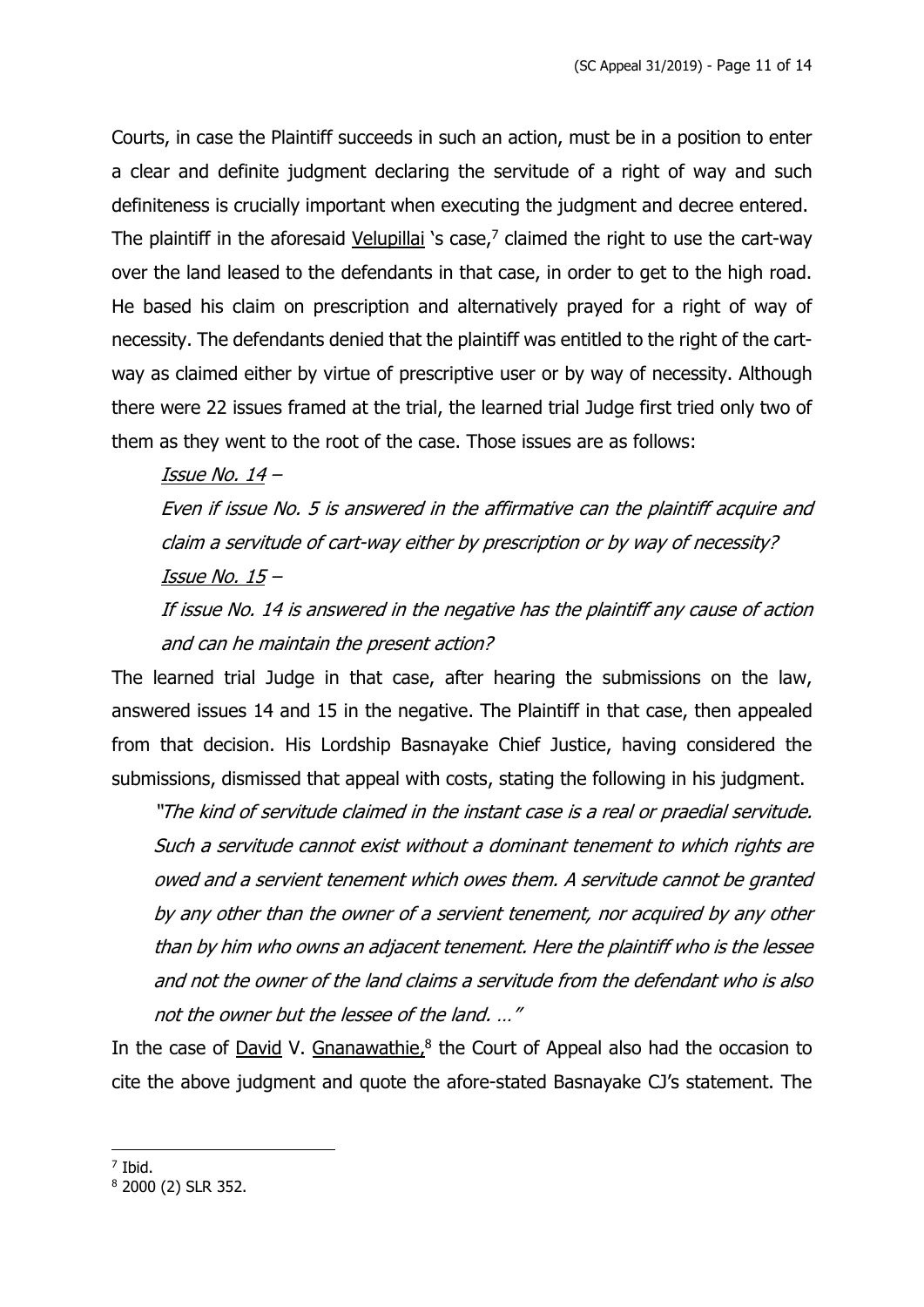Courts, in case the Plaintiff succeeds in such an action, must be in a position to enter a clear and definite judgment declaring the servitude of a right of way and such definiteness is crucially important when executing the judgment and decree entered. The plaintiff in the aforesaid Velupillai 's case,[7] claimed the right to use the cart-way over the land leased to the defendants in that case, in order to get to the high road. He based his claim on prescription and alternatively prayed for a right of way of necessity. The defendants denied that the plaintiff was entitled to the right of the cart-way as claimed either by virtue of prescriptive user or by way of necessity. Although there were 22 issues framed at the trial, the learned trial Judge first tried only two of them as they went to the root of the case. Those issues are as follows:

> *Issue No. 14* –
>
> *Even if issue No. 5 is answered in the affirmative can the plaintiff acquire and claim a servitude of cart-way either by prescription or by way of necessity?*
>
> *Issue No. 15* –
>
> *If issue No. 14 is answered in the negative has the plaintiff any cause of action and can he maintain the present action?*

The learned trial Judge in that case, after hearing the submissions on the law, answered issues 14 and 15 in the negative. The Plaintiff in that case, then appealed from that decision. His Lordship Basnayake Chief Justice, having considered the submissions, dismissed that appeal with costs, stating the following in his judgment.

> *"The kind of servitude claimed in the instant case is a real or praedial servitude. Such a servitude cannot exist without a dominant tenement to which rights are owed and a servient tenement which owes them. A servitude cannot be granted by any other than the owner of a servient tenement, nor acquired by any other than by him who owns an adjacent tenement. Here the plaintiff who is the lessee and not the owner of the land claims a servitude from the defendant who is also not the owner but the lessee of the land. …"*

In the case of David V. Gnanawathie,[8] the Court of Appeal also had the occasion to cite the above judgment and quote the afore-stated Basnayake CJ's statement. The

---

[7] Ibid.

[8] 2000 (2) SLR 352.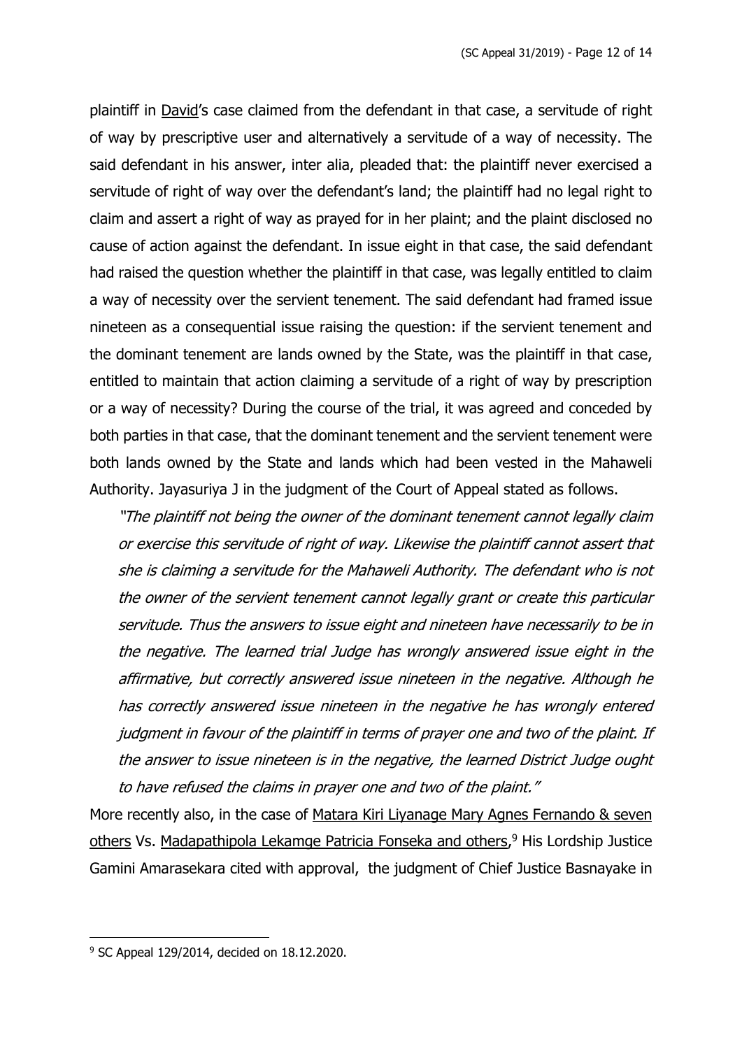plaintiff in David's case claimed from the defendant in that case, a servitude of right of way by prescriptive user and alternatively a servitude of a way of necessity. The said defendant in his answer, inter alia, pleaded that: the plaintiff never exercised a servitude of right of way over the defendant's land; the plaintiff had no legal right to claim and assert a right of way as prayed for in her plaint; and the plaint disclosed no cause of action against the defendant. In issue eight in that case, the said defendant had raised the question whether the plaintiff in that case, was legally entitled to claim a way of necessity over the servient tenement. The said defendant had framed issue nineteen as a consequential issue raising the question: if the servient tenement and the dominant tenement are lands owned by the State, was the plaintiff in that case, entitled to maintain that action claiming a servitude of a right of way by prescription or a way of necessity? During the course of the trial, it was agreed and conceded by both parties in that case, that the dominant tenement and the servient tenement were both lands owned by the State and lands which had been vested in the Mahaweli Authority. Jayasuriya J in the judgment of the Court of Appeal stated as follows.

> *"The plaintiff not being the owner of the dominant tenement cannot legally claim or exercise this servitude of right of way. Likewise the plaintiff cannot assert that she is claiming a servitude for the Mahaweli Authority. The defendant who is not the owner of the servient tenement cannot legally grant or create this particular servitude. Thus the answers to issue eight and nineteen have necessarily to be in the negative. The learned trial Judge has wrongly answered issue eight in the affirmative, but correctly answered issue nineteen in the negative. Although he has correctly answered issue nineteen in the negative he has wrongly entered judgment in favour of the plaintiff in terms of prayer one and two of the plaint. If the answer to issue nineteen is in the negative, the learned District Judge ought to have refused the claims in prayer one and two of the plaint."*

More recently also, in the case of Matara Kiri Liyanage Mary Agnes Fernando & seven others Vs. Madapathipola Lekamge Patricia Fonseka and others,[9] His Lordship Justice Gamini Amarasekara cited with approval, the judgment of Chief Justice Basnayake in

---

[9] SC Appeal 129/2014, decided on 18.12.2020.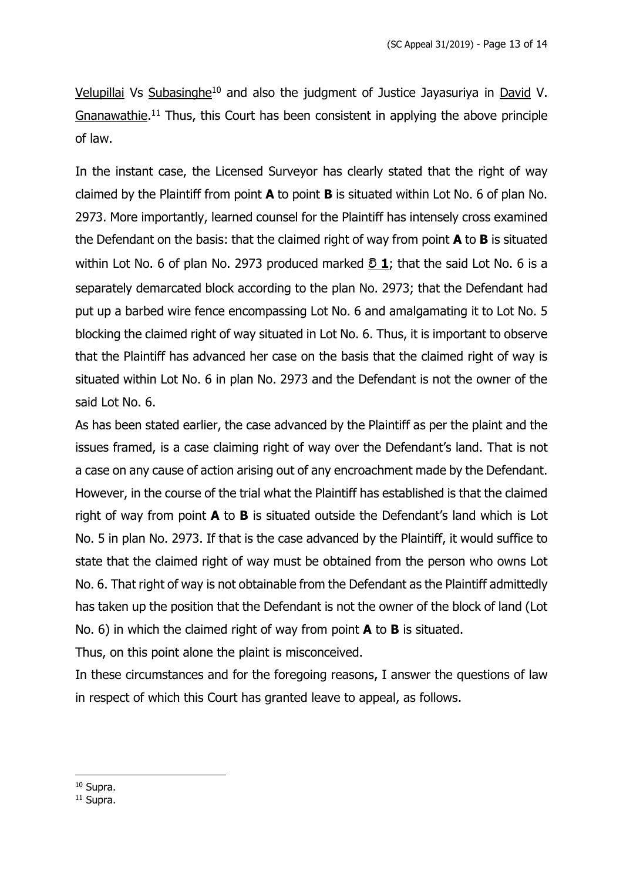Velupillai Vs Subasinghe[10] and also the judgment of Justice Jayasuriya in David V. Gnanawathie.[11] Thus, this Court has been consistent in applying the above principle of law.

In the instant case, the Licensed Surveyor has clearly stated that the right of way claimed by the Plaintiff from point **A** to point **B** is situated within Lot No. 6 of plan No. 2973. More importantly, learned counsel for the Plaintiff has intensely cross examined the Defendant on the basis: that the claimed right of way from point **A** to **B** is situated within Lot No. 6 of plan No. 2973 produced marked වි **1**; that the said Lot No. 6 is a separately demarcated block according to the plan No. 2973; that the Defendant had put up a barbed wire fence encompassing Lot No. 6 and amalgamating it to Lot No. 5 blocking the claimed right of way situated in Lot No. 6. Thus, it is important to observe that the Plaintiff has advanced her case on the basis that the claimed right of way is situated within Lot No. 6 in plan No. 2973 and the Defendant is not the owner of the said Lot No. 6.

As has been stated earlier, the case advanced by the Plaintiff as per the plaint and the issues framed, is a case claiming right of way over the Defendant's land. That is not a case on any cause of action arising out of any encroachment made by the Defendant. However, in the course of the trial what the Plaintiff has established is that the claimed right of way from point **A** to **B** is situated outside the Defendant's land which is Lot No. 5 in plan No. 2973. If that is the case advanced by the Plaintiff, it would suffice to state that the claimed right of way must be obtained from the person who owns Lot No. 6. That right of way is not obtainable from the Defendant as the Plaintiff admittedly has taken up the position that the Defendant is not the owner of the block of land (Lot No. 6) in which the claimed right of way from point **A** to **B** is situated.

Thus, on this point alone the plaint is misconceived.

In these circumstances and for the foregoing reasons, I answer the questions of law in respect of which this Court has granted leave to appeal, as follows.

---

[10] Supra.

[11] Supra.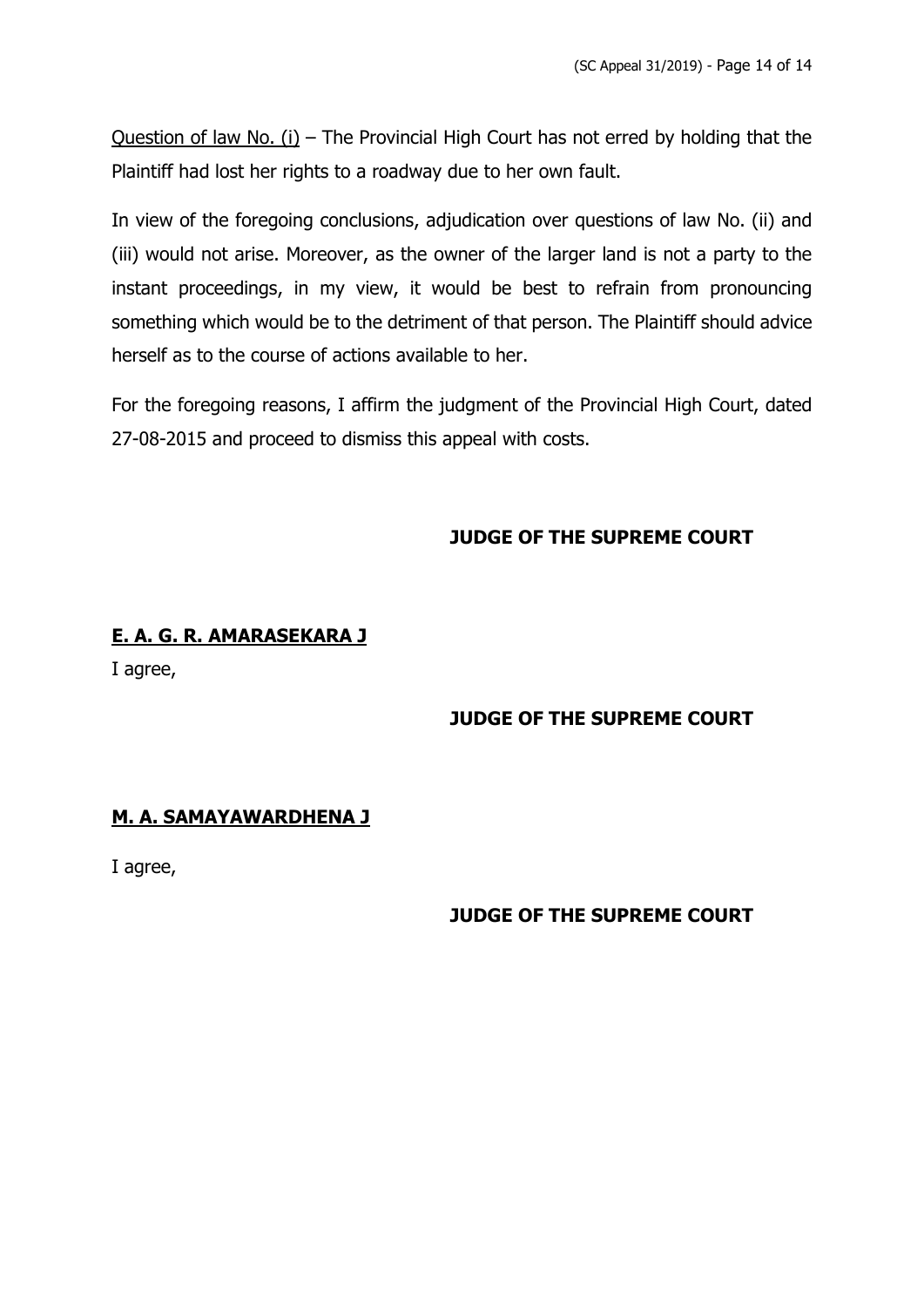<u>Question of law No. (i)</u> – The Provincial High Court has not erred by holding that the Plaintiff had lost her rights to a roadway due to her own fault.

In view of the foregoing conclusions, adjudication over questions of law No. (ii) and (iii) would not arise. Moreover, as the owner of the larger land is not a party to the instant proceedings, in my view, it would be best to refrain from pronouncing something which would be to the detriment of that person. The Plaintiff should advice herself as to the course of actions available to her.

For the foregoing reasons, I affirm the judgment of the Provincial High Court, dated 27-08-2015 and proceed to dismiss this appeal with costs.

**JUDGE OF THE SUPREME COURT**

**<u>E. A. G. R. AMARASEKARA J</u>**

I agree,

**JUDGE OF THE SUPREME COURT**

**<u>M. A. SAMAYAWARDHENA J</u>**

I agree,

**JUDGE OF THE SUPREME COURT**